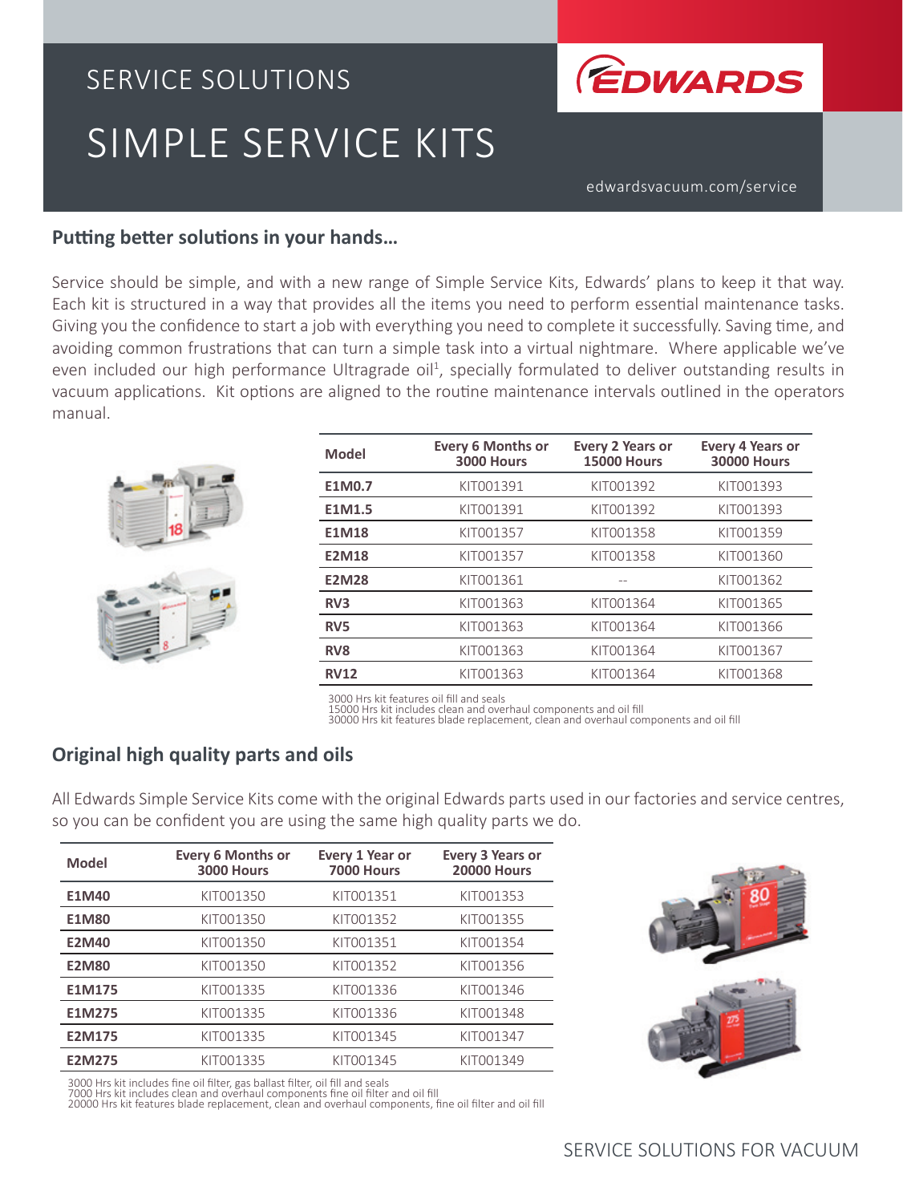SERVICE SOLUTIONS

# SIMPLE SERVICE KITS

EDWARDS

edwardsvacuum.com/service

## Putting better solutions in your hands…

Service should be simple, and with a new range of Simple Service Kits, Edwards' plans to keep it that way. Each kit is structured in a way that provides all the items you need to perform essential maintenance tasks. Giving you the confidence to start a job with everything you need to complete it successfully. Saving time, and avoiding common frustrations that can turn a simple task into a virtual nightmare. Where applicable we've even included our high performance Ultragrade oil[1], specially formulated to deliver outstanding results in vacuum applications. Kit options are aligned to the routine maintenance intervals outlined in the operators manual.

| Model | Every 6 Months or 3000 Hours | Every 2 Years or 15000 Hours | Every 4 Years or 30000 Hours |
|---|---|---|---|
| **E1M0.7** | KIT001391 | KIT001392 | KIT001393 |
| **E1M1.5** | KIT001391 | KIT001392 | KIT001393 |
| **E1M18** | KIT001357 | KIT001358 | KIT001359 |
| **E2M18** | KIT001357 | KIT001358 | KIT001360 |
| **E2M28** | KIT001361 | -- | KIT001362 |
| **RV3** | KIT001363 | KIT001364 | KIT001365 |
| **RV5** | KIT001363 | KIT001364 | KIT001366 |
| **RV8** | KIT001363 | KIT001364 | KIT001367 |
| **RV12** | KIT001363 | KIT001364 | KIT001368 |

3000 Hrs kit features oil fill and seals
15000 Hrs kit includes clean and overhaul components and oil fill
30000 Hrs kit features blade replacement, clean and overhaul components and oil fill

## Original high quality parts and oils

All Edwards Simple Service Kits come with the original Edwards parts used in our factories and service centres, so you can be confident you are using the same high quality parts we do.

| Model | Every 6 Months or 3000 Hours | Every 1 Year or 7000 Hours | Every 3 Years or 20000 Hours |
|---|---|---|---|
| **E1M40** | KIT001350 | KIT001351 | KIT001353 |
| **E1M80** | KIT001350 | KIT001352 | KIT001355 |
| **E2M40** | KIT001350 | KIT001351 | KIT001354 |
| **E2M80** | KIT001350 | KIT001352 | KIT001356 |
| **E1M175** | KIT001335 | KIT001336 | KIT001346 |
| **E1M275** | KIT001335 | KIT001336 | KIT001348 |
| **E2M175** | KIT001335 | KIT001345 | KIT001347 |
| **E2M275** | KIT001335 | KIT001345 | KIT001349 |

3000 Hrs kit includes fine oil filter, gas ballast filter, oil fill and seals
7000 Hrs kit includes clean and overhaul components fine oil filter and oil fill
20000 Hrs kit features blade replacement, clean and overhaul components, fine oil filter and oil fill

SERVICE SOLUTIONS FOR VACUUM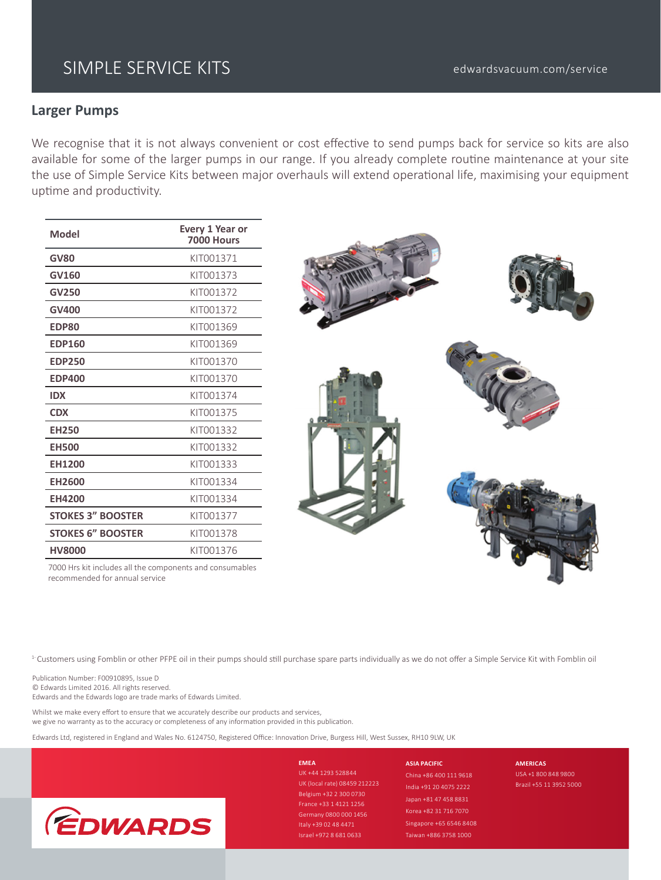# SIMPLE SERVICE KITS

edwardsvacuum.com/service

## Larger Pumps

We recognise that it is not always convenient or cost effective to send pumps back for service so kits are also available for some of the larger pumps in our range. If you already complete routine maintenance at your site the use of Simple Service Kits between major overhauls will extend operational life, maximising your equipment uptime and productivity.

| Model | Every 1 Year or 7000 Hours |
|---|---|
| **GV80** | KIT001371 |
| **GV160** | KIT001373 |
| **GV250** | KIT001372 |
| **GV400** | KIT001372 |
| **EDP80** | KIT001369 |
| **EDP160** | KIT001369 |
| **EDP250** | KIT001370 |
| **EDP400** | KIT001370 |
| **IDX** | KIT001374 |
| **CDX** | KIT001375 |
| **EH250** | KIT001332 |
| **EH500** | KIT001332 |
| **EH1200** | KIT001333 |
| **EH2600** | KIT001334 |
| **EH4200** | KIT001334 |
| **STOKES 3" BOOSTER** | KIT001377 |
| **STOKES 6" BOOSTER** | KIT001378 |
| **HV8000** | KIT001376 |

7000 Hrs kit includes all the components and consumables recommended for annual service

[1] Customers using Fomblin or other PFPE oil in their pumps should still purchase spare parts individually as we do not offer a Simple Service Kit with Fomblin oil

Publication Number: F00910895, Issue D
© Edwards Limited 2016. All rights reserved.
Edwards and the Edwards logo are trade marks of Edwards Limited.

Whilst we make every effort to ensure that we accurately describe our products and services, we give no warranty as to the accuracy or completeness of any information provided in this publication.

Edwards Ltd, registered in England and Wales No. 6124750, Registered Office: Innovation Drive, Burgess Hill, West Sussex, RH10 9LW, UK

EDWARDS

**EMEA**
UK +44 1293 528844
UK (local rate) 08459 212223
Belgium +32 2 300 0730
France +33 1 4121 1256
Germany 0800 000 1456
Italy +39 02 48 4471
Israel +972 8 681 0633

**ASIA PACIFIC**
China +86 400 111 9618
India +91 20 4075 2222
Japan +81 47 458 8831
Korea +82 31 716 7070
Singapore +65 6546 8408
Taiwan +886 3758 1000

**AMERICAS**
USA +1 800 848 9800
Brazil +55 11 3952 5000